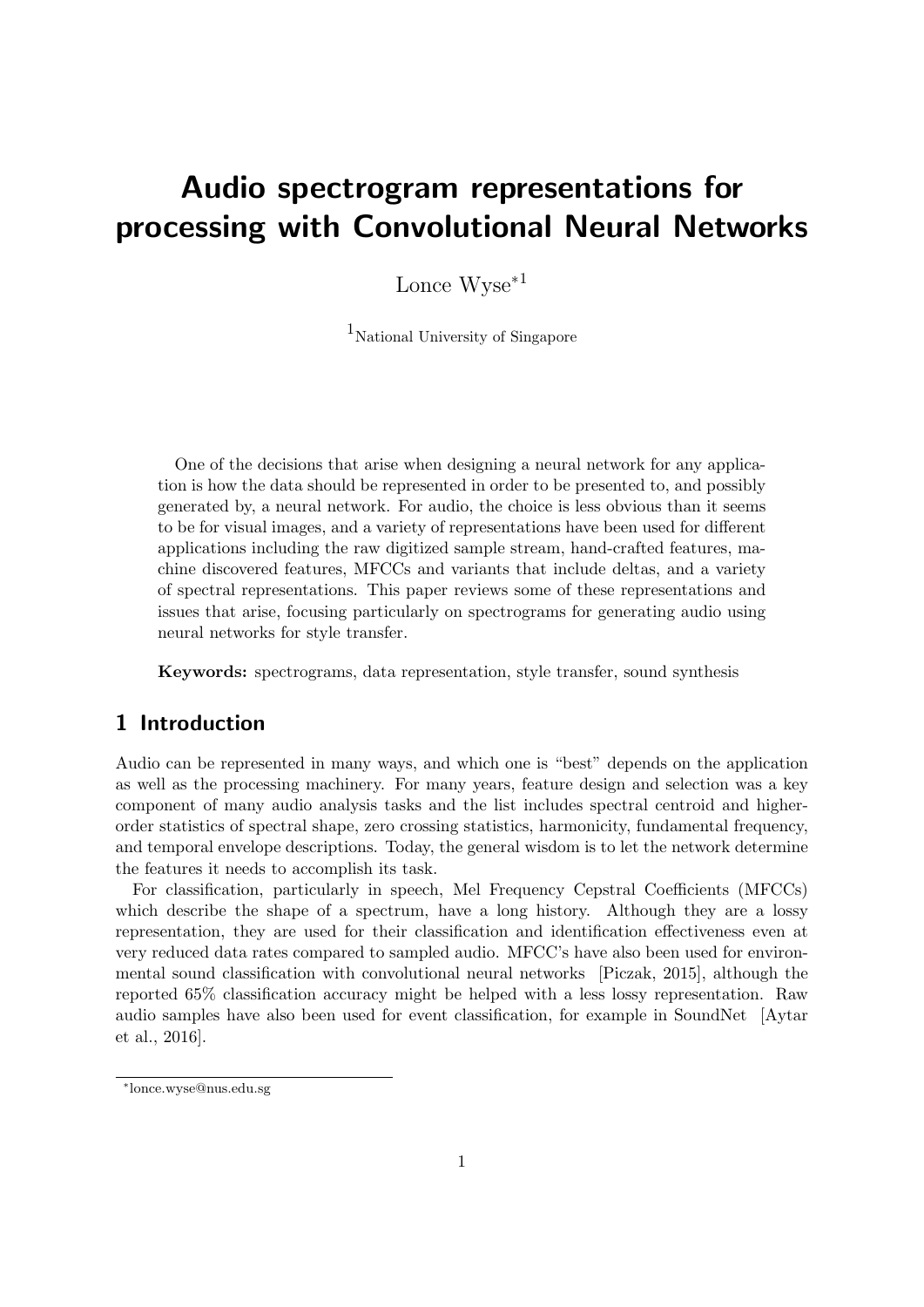# Audio spectrogram representations for processing with Convolutional Neural Networks

Lonce Wyse[*1]

[1]National University of Singapore

One of the decisions that arise when designing a neural network for any application is how the data should be represented in order to be presented to, and possibly generated by, a neural network. For audio, the choice is less obvious than it seems to be for visual images, and a variety of representations have been used for different applications including the raw digitized sample stream, hand-crafted features, machine discovered features, MFCCs and variants that include deltas, and a variety of spectral representations. This paper reviews some of these representations and issues that arise, focusing particularly on spectrograms for generating audio using neural networks for style transfer.

**Keywords:** spectrograms, data representation, style transfer, sound synthesis

## 1 Introduction

Audio can be represented in many ways, and which one is "best" depends on the application as well as the processing machinery. For many years, feature design and selection was a key component of many audio analysis tasks and the list includes spectral centroid and higher-order statistics of spectral shape, zero crossing statistics, harmonicity, fundamental frequency, and temporal envelope descriptions. Today, the general wisdom is to let the network determine the features it needs to accomplish its task.

For classification, particularly in speech, Mel Frequency Cepstral Coefficients (MFCCs) which describe the shape of a spectrum, have a long history. Although they are a lossy representation, they are used for their classification and identification effectiveness even at very reduced data rates compared to sampled audio. MFCC's have also been used for environmental sound classification with convolutional neural networks [Piczak, 2015], although the reported 65% classification accuracy might be helped with a less lossy representation. Raw audio samples have also been used for event classification, for example in SoundNet [Aytar et al., 2016].

[*]lonce.wyse@nus.edu.sg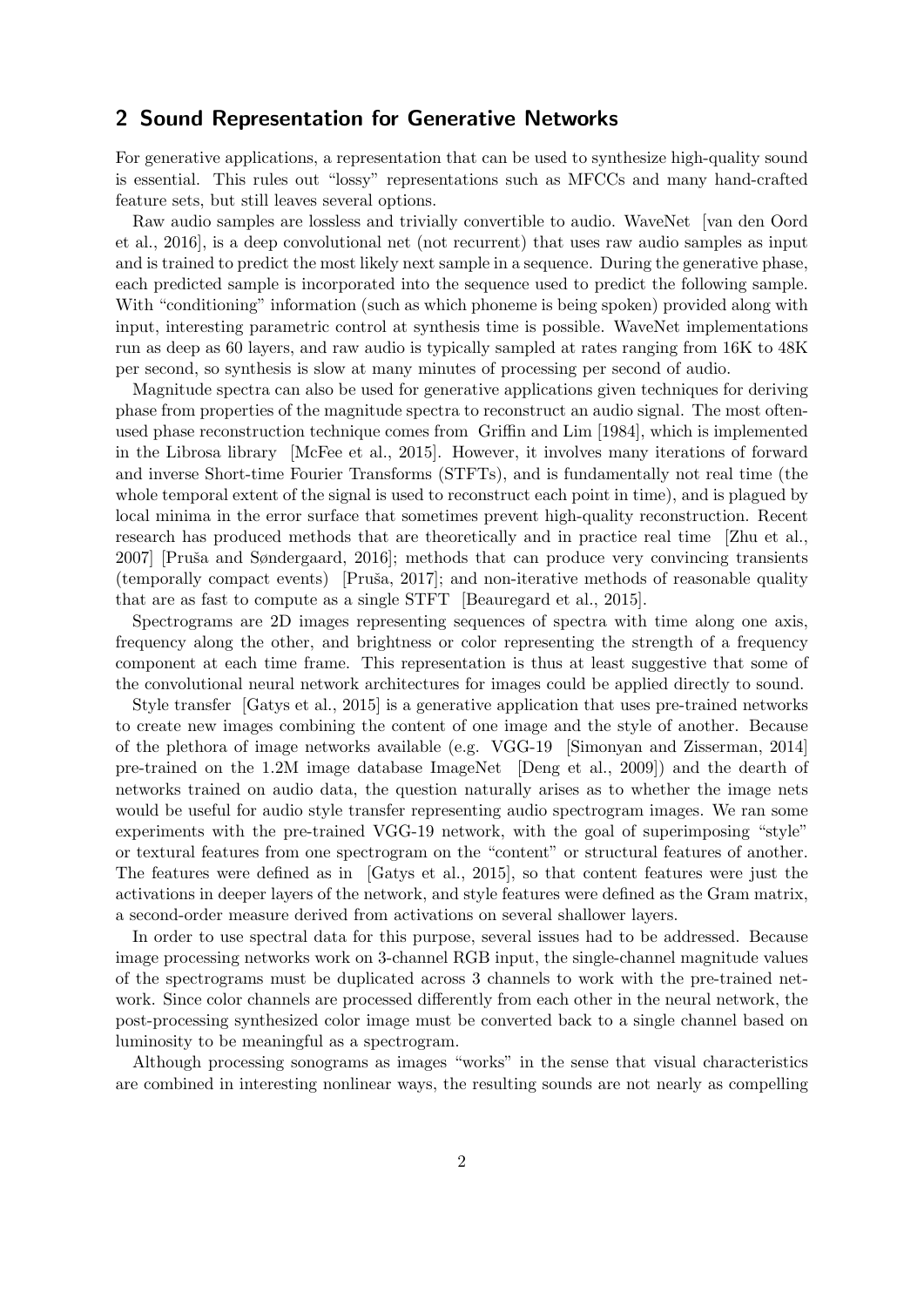## 2 Sound Representation for Generative Networks

For generative applications, a representation that can be used to synthesize high-quality sound is essential. This rules out "lossy" representations such as MFCCs and many hand-crafted feature sets, but still leaves several options.

Raw audio samples are lossless and trivially convertible to audio. WaveNet [van den Oord et al., 2016], is a deep convolutional net (not recurrent) that uses raw audio samples as input and is trained to predict the most likely next sample in a sequence. During the generative phase, each predicted sample is incorporated into the sequence used to predict the following sample. With "conditioning" information (such as which phoneme is being spoken) provided along with input, interesting parametric control at synthesis time is possible. WaveNet implementations run as deep as 60 layers, and raw audio is typically sampled at rates ranging from 16K to 48K per second, so synthesis is slow at many minutes of processing per second of audio.

Magnitude spectra can also be used for generative applications given techniques for deriving phase from properties of the magnitude spectra to reconstruct an audio signal. The most often-used phase reconstruction technique comes from Griffin and Lim [1984], which is implemented in the Librosa library [McFee et al., 2015]. However, it involves many iterations of forward and inverse Short-time Fourier Transforms (STFTs), and is fundamentally not real time (the whole temporal extent of the signal is used to reconstruct each point in time), and is plagued by local minima in the error surface that sometimes prevent high-quality reconstruction. Recent research has produced methods that are theoretically and in practice real time [Zhu et al., 2007] [Průša and Søndergaard, 2016]; methods that can produce very convincing transients (temporally compact events) [Průša, 2017]; and non-iterative methods of reasonable quality that are as fast to compute as a single STFT [Beauregard et al., 2015].

Spectrograms are 2D images representing sequences of spectra with time along one axis, frequency along the other, and brightness or color representing the strength of a frequency component at each time frame. This representation is thus at least suggestive that some of the convolutional neural network architectures for images could be applied directly to sound.

Style transfer [Gatys et al., 2015] is a generative application that uses pre-trained networks to create new images combining the content of one image and the style of another. Because of the plethora of image networks available (e.g. VGG-19 [Simonyan and Zisserman, 2014] pre-trained on the 1.2M image database ImageNet [Deng et al., 2009]) and the dearth of networks trained on audio data, the question naturally arises as to whether the image nets would be useful for audio style transfer representing audio spectrogram images. We ran some experiments with the pre-trained VGG-19 network, with the goal of superimposing "style" or textural features from one spectrogram on the "content" or structural features of another. The features were defined as in [Gatys et al., 2015], so that content features were just the activations in deeper layers of the network, and style features were defined as the Gram matrix, a second-order measure derived from activations on several shallower layers.

In order to use spectral data for this purpose, several issues had to be addressed. Because image processing networks work on 3-channel RGB input, the single-channel magnitude values of the spectrograms must be duplicated across 3 channels to work with the pre-trained network. Since color channels are processed differently from each other in the neural network, the post-processing synthesized color image must be converted back to a single channel based on luminosity to be meaningful as a spectrogram.

Although processing sonograms as images "works" in the sense that visual characteristics are combined in interesting nonlinear ways, the resulting sounds are not nearly as compelling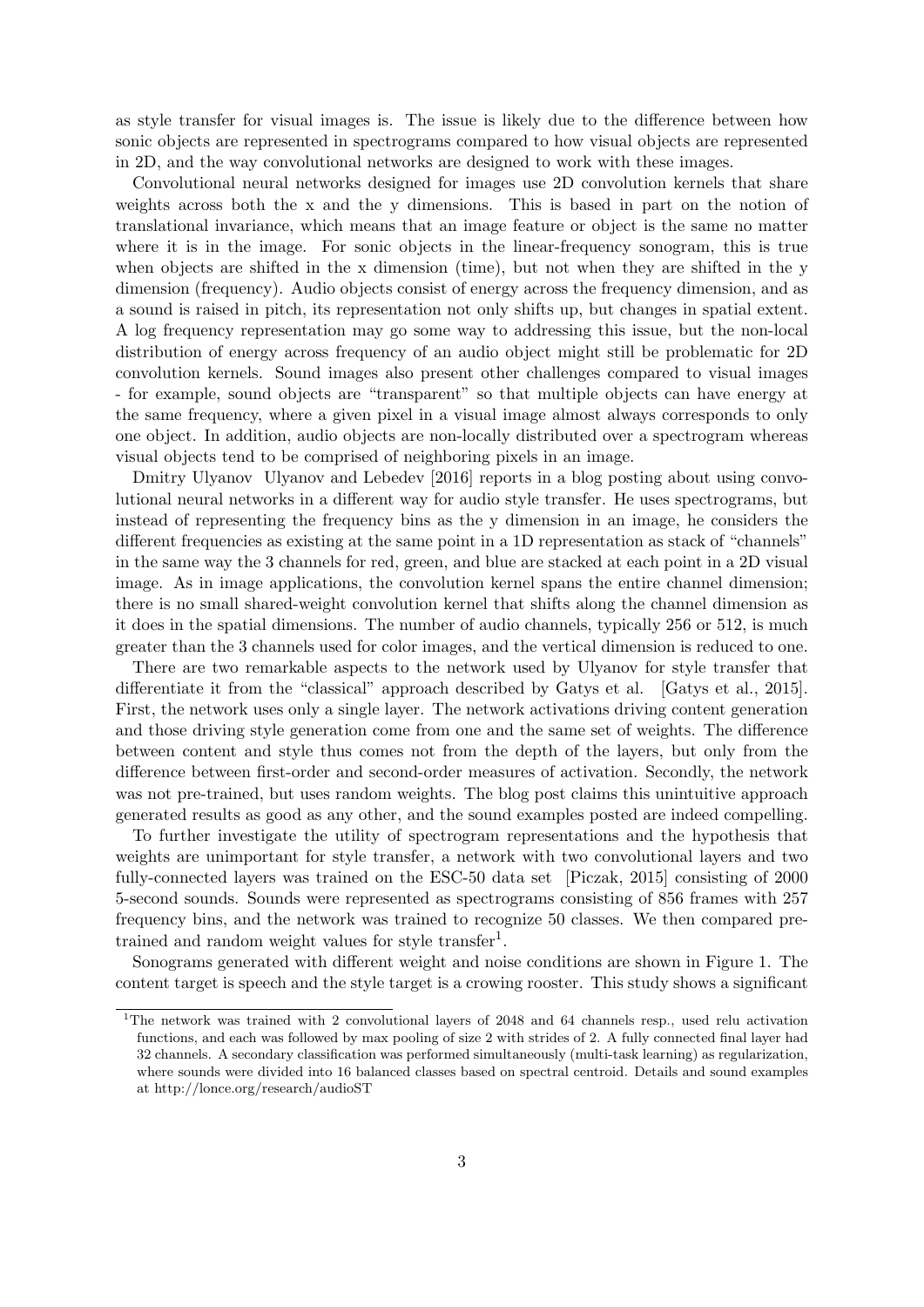as style transfer for visual images is. The issue is likely due to the difference between how sonic objects are represented in spectrograms compared to how visual objects are represented in 2D, and the way convolutional networks are designed to work with these images.

Convolutional neural networks designed for images use 2D convolution kernels that share weights across both the x and the y dimensions. This is based in part on the notion of translational invariance, which means that an image feature or object is the same no matter where it is in the image. For sonic objects in the linear-frequency sonogram, this is true when objects are shifted in the x dimension (time), but not when they are shifted in the y dimension (frequency). Audio objects consist of energy across the frequency dimension, and as a sound is raised in pitch, its representation not only shifts up, but changes in spatial extent. A log frequency representation may go some way to addressing this issue, but the non-local distribution of energy across frequency of an audio object might still be problematic for 2D convolution kernels. Sound images also present other challenges compared to visual images - for example, sound objects are "transparent" so that multiple objects can have energy at the same frequency, where a given pixel in a visual image almost always corresponds to only one object. In addition, audio objects are non-locally distributed over a spectrogram whereas visual objects tend to be comprised of neighboring pixels in an image.

Dmitry Ulyanov Ulyanov and Lebedev [2016] reports in a blog posting about using convolutional neural networks in a different way for audio style transfer. He uses spectrograms, but instead of representing the frequency bins as the y dimension in an image, he considers the different frequencies as existing at the same point in a 1D representation as stack of "channels" in the same way the 3 channels for red, green, and blue are stacked at each point in a 2D visual image. As in image applications, the convolution kernel spans the entire channel dimension; there is no small shared-weight convolution kernel that shifts along the channel dimension as it does in the spatial dimensions. The number of audio channels, typically 256 or 512, is much greater than the 3 channels used for color images, and the vertical dimension is reduced to one.

There are two remarkable aspects to the network used by Ulyanov for style transfer that differentiate it from the "classical" approach described by Gatys et al. [Gatys et al., 2015]. First, the network uses only a single layer. The network activations driving content generation and those driving style generation come from one and the same set of weights. The difference between content and style thus comes not from the depth of the layers, but only from the difference between first-order and second-order measures of activation. Secondly, the network was not pre-trained, but uses random weights. The blog post claims this unintuitive approach generated results as good as any other, and the sound examples posted are indeed compelling.

To further investigate the utility of spectrogram representations and the hypothesis that weights are unimportant for style transfer, a network with two convolutional layers and two fully-connected layers was trained on the ESC-50 data set [Piczak, 2015] consisting of 2000 5-second sounds. Sounds were represented as spectrograms consisting of 856 frames with 257 frequency bins, and the network was trained to recognize 50 classes. We then compared pre-trained and random weight values for style transfer[1].

Sonograms generated with different weight and noise conditions are shown in Figure 1. The content target is speech and the style target is a crowing rooster. This study shows a significant

[1] The network was trained with 2 convolutional layers of 2048 and 64 channels resp., used relu activation functions, and each was followed by max pooling of size 2 with strides of 2. A fully connected final layer had 32 channels. A secondary classification was performed simultaneously (multi-task learning) as regularization, where sounds were divided into 16 balanced classes based on spectral centroid. Details and sound examples at http://lonce.org/research/audioST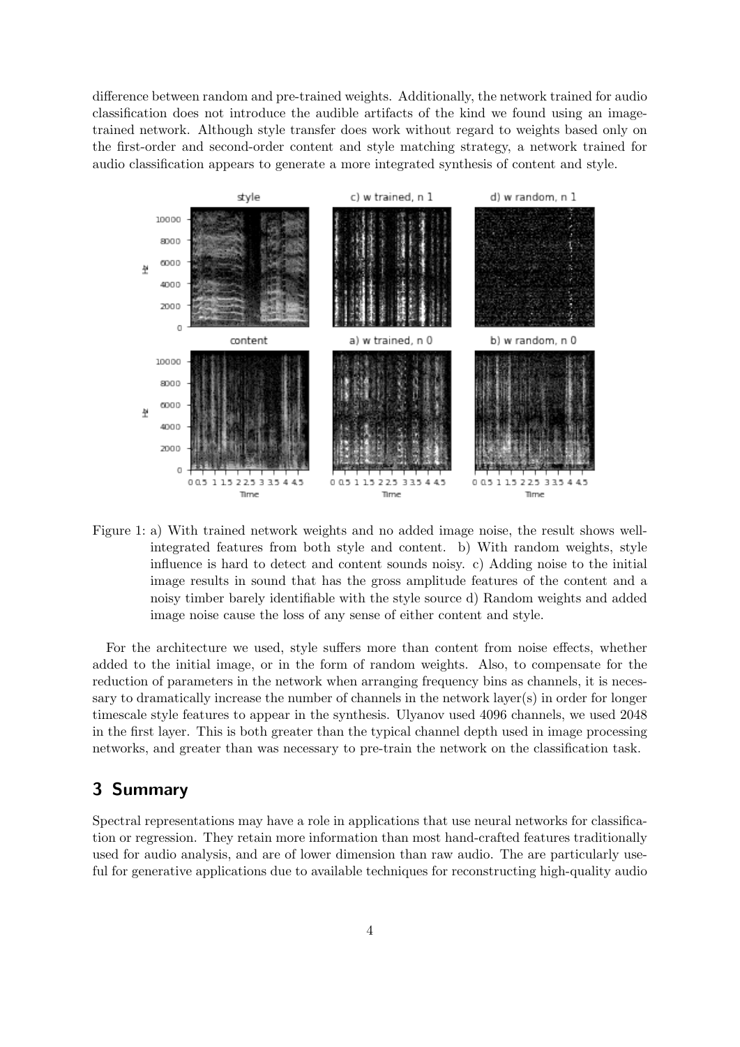difference between random and pre-trained weights. Additionally, the network trained for audio classification does not introduce the audible artifacts of the kind we found using an image-trained network. Although style transfer does work without regard to weights based only on the first-order and second-order content and style matching strategy, a network trained for audio classification appears to generate a more integrated synthesis of content and style.

Figure 1: a) With trained network weights and no added image noise, the result shows well-integrated features from both style and content. b) With random weights, style influence is hard to detect and content sounds noisy. c) Adding noise to the initial image results in sound that has the gross amplitude features of the content and a noisy timber barely identifiable with the style source d) Random weights and added image noise cause the loss of any sense of either content and style.

For the architecture we used, style suffers more than content from noise effects, whether added to the initial image, or in the form of random weights. Also, to compensate for the reduction of parameters in the network when arranging frequency bins as channels, it is necessary to dramatically increase the number of channels in the network layer(s) in order for longer timescale style features to appear in the synthesis. Ulyanov used 4096 channels, we used 2048 in the first layer. This is both greater than the typical channel depth used in image processing networks, and greater than was necessary to pre-train the network on the classification task.

## 3 Summary

Spectral representations may have a role in applications that use neural networks for classification or regression. They retain more information than most hand-crafted features traditionally used for audio analysis, and are of lower dimension than raw audio. The are particularly useful for generative applications due to available techniques for reconstructing high-quality audio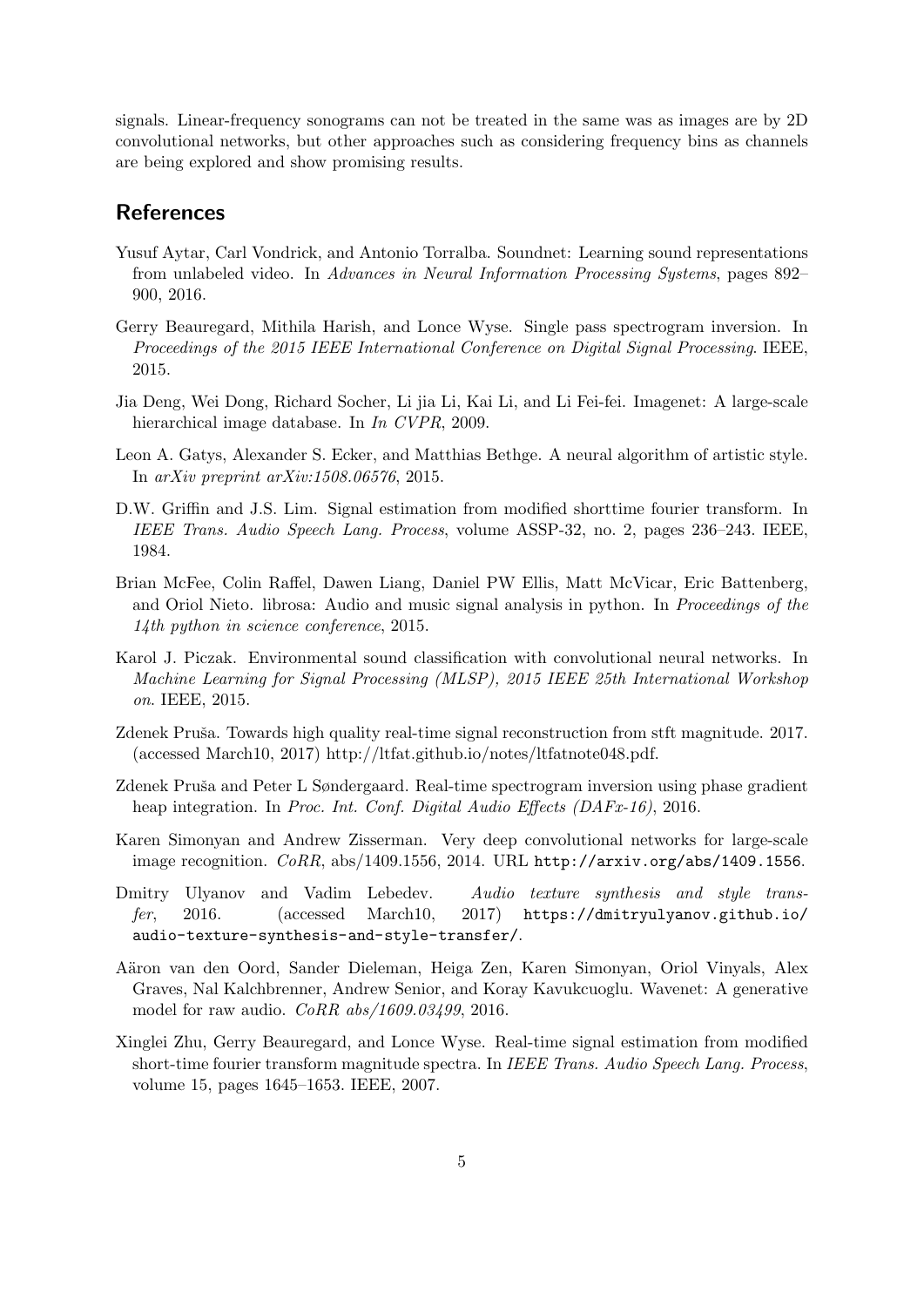signals. Linear-frequency sonograms can not be treated in the same was as images are by 2D convolutional networks, but other approaches such as considering frequency bins as channels are being explored and show promising results.

## References

Yusuf Aytar, Carl Vondrick, and Antonio Torralba. Soundnet: Learning sound representations from unlabeled video. In *Advances in Neural Information Processing Systems*, pages 892–900, 2016.

Gerry Beauregard, Mithila Harish, and Lonce Wyse. Single pass spectrogram inversion. In *Proceedings of the 2015 IEEE International Conference on Digital Signal Processing*. IEEE, 2015.

Jia Deng, Wei Dong, Richard Socher, Li jia Li, Kai Li, and Li Fei-fei. Imagenet: A large-scale hierarchical image database. In *In CVPR*, 2009.

Leon A. Gatys, Alexander S. Ecker, and Matthias Bethge. A neural algorithm of artistic style. In *arXiv preprint arXiv:1508.06576*, 2015.

D.W. Griffin and J.S. Lim. Signal estimation from modified shorttime fourier transform. In *IEEE Trans. Audio Speech Lang. Process*, volume ASSP-32, no. 2, pages 236–243. IEEE, 1984.

Brian McFee, Colin Raffel, Dawen Liang, Daniel PW Ellis, Matt McVicar, Eric Battenberg, and Oriol Nieto. librosa: Audio and music signal analysis in python. In *Proceedings of the 14th python in science conference*, 2015.

Karol J. Piczak. Environmental sound classification with convolutional neural networks. In *Machine Learning for Signal Processing (MLSP), 2015 IEEE 25th International Workshop on*. IEEE, 2015.

Zdenek Pruša. Towards high quality real-time signal reconstruction from stft magnitude. 2017. (accessed March10, 2017) http://ltfat.github.io/notes/ltfatnote048.pdf.

Zdenek Pruša and Peter L Søndergaard. Real-time spectrogram inversion using phase gradient heap integration. In *Proc. Int. Conf. Digital Audio Effects (DAFx-16)*, 2016.

Karen Simonyan and Andrew Zisserman. Very deep convolutional networks for large-scale image recognition. *CoRR*, abs/1409.1556, 2014. URL http://arxiv.org/abs/1409.1556.

Dmitry Ulyanov and Vadim Lebedev. *Audio texture synthesis and style transfer*, 2016. (accessed March10, 2017) https://dmitryulyanov.github.io/audio-texture-synthesis-and-style-transfer/.

Aäron van den Oord, Sander Dieleman, Heiga Zen, Karen Simonyan, Oriol Vinyals, Alex Graves, Nal Kalchbrenner, Andrew Senior, and Koray Kavukcuoglu. Wavenet: A generative model for raw audio. *CoRR abs/1609.03499*, 2016.

Xinglei Zhu, Gerry Beauregard, and Lonce Wyse. Real-time signal estimation from modified short-time fourier transform magnitude spectra. In *IEEE Trans. Audio Speech Lang. Process*, volume 15, pages 1645–1653. IEEE, 2007.